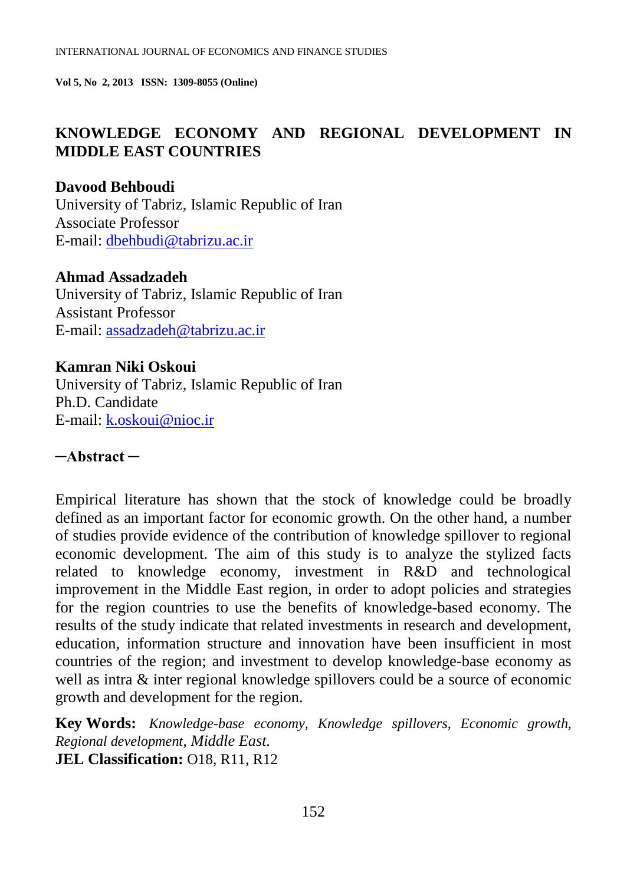# KNOWLEDGE ECONOMY AND REGIONAL DEVELOPMENT IN MIDDLE EAST COUNTRIES

**Davood Behboudi**
University of Tabriz, Islamic Republic of Iran
Associate Professor
E-mail: dbehbudi@tabrizu.ac.ir

**Ahmad Assadzadeh**
University of Tabriz, Islamic Republic of Iran
Assistant Professor
E-mail: assadzadeh@tabrizu.ac.ir

**Kamran Niki Oskoui**
University of Tabriz, Islamic Republic of Iran
Ph.D. Candidate
E-mail: k.oskoui@nioc.ir

## —Abstract—

Empirical literature has shown that the stock of knowledge could be broadly defined as an important factor for economic growth. On the other hand, a number of studies provide evidence of the contribution of knowledge spillover to regional economic development. The aim of this study is to analyze the stylized facts related to knowledge economy, investment in R&D and technological improvement in the Middle East region, in order to adopt policies and strategies for the region countries to use the benefits of knowledge-based economy. The results of the study indicate that related investments in research and development, education, information structure and innovation have been insufficient in most countries of the region; and investment to develop knowledge-base economy as well as intra & inter regional knowledge spillovers could be a source of economic growth and development for the region.

**Key Words:** *Knowledge-base economy, Knowledge spillovers, Economic growth, Regional development, Middle East.*

**JEL Classification:** O18, R11, R12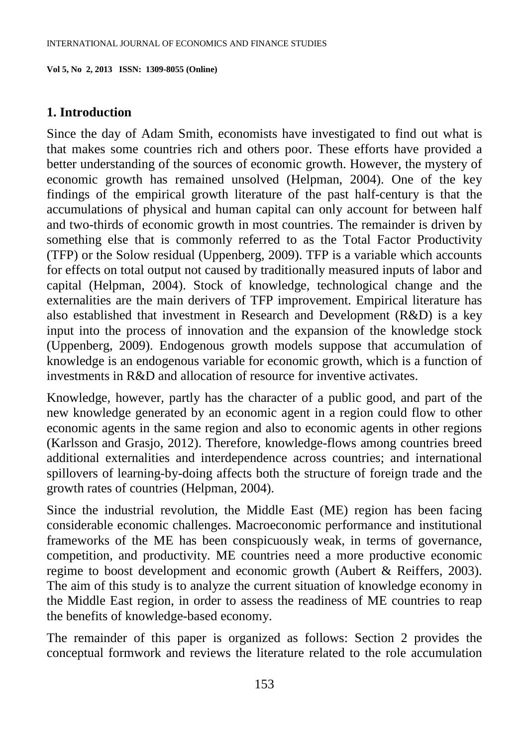## 1. Introduction

Since the day of Adam Smith, economists have investigated to find out what is that makes some countries rich and others poor. These efforts have provided a better understanding of the sources of economic growth. However, the mystery of economic growth has remained unsolved (Helpman, 2004). One of the key findings of the empirical growth literature of the past half-century is that the accumulations of physical and human capital can only account for between half and two-thirds of economic growth in most countries. The remainder is driven by something else that is commonly referred to as the Total Factor Productivity (TFP) or the Solow residual (Uppenberg, 2009). TFP is a variable which accounts for effects on total output not caused by traditionally measured inputs of labor and capital (Helpman, 2004). Stock of knowledge, technological change and the externalities are the main derivers of TFP improvement. Empirical literature has also established that investment in Research and Development (R&D) is a key input into the process of innovation and the expansion of the knowledge stock (Uppenberg, 2009). Endogenous growth models suppose that accumulation of knowledge is an endogenous variable for economic growth, which is a function of investments in R&D and allocation of resource for inventive activates.

Knowledge, however, partly has the character of a public good, and part of the new knowledge generated by an economic agent in a region could flow to other economic agents in the same region and also to economic agents in other regions (Karlsson and Grasjo, 2012). Therefore, knowledge-flows among countries breed additional externalities and interdependence across countries; and international spillovers of learning-by-doing affects both the structure of foreign trade and the growth rates of countries (Helpman, 2004).

Since the industrial revolution, the Middle East (ME) region has been facing considerable economic challenges. Macroeconomic performance and institutional frameworks of the ME has been conspicuously weak, in terms of governance, competition, and productivity. ME countries need a more productive economic regime to boost development and economic growth (Aubert & Reiffers, 2003). The aim of this study is to analyze the current situation of knowledge economy in the Middle East region, in order to assess the readiness of ME countries to reap the benefits of knowledge-based economy.

The remainder of this paper is organized as follows: Section 2 provides the conceptual formwork and reviews the literature related to the role accumulation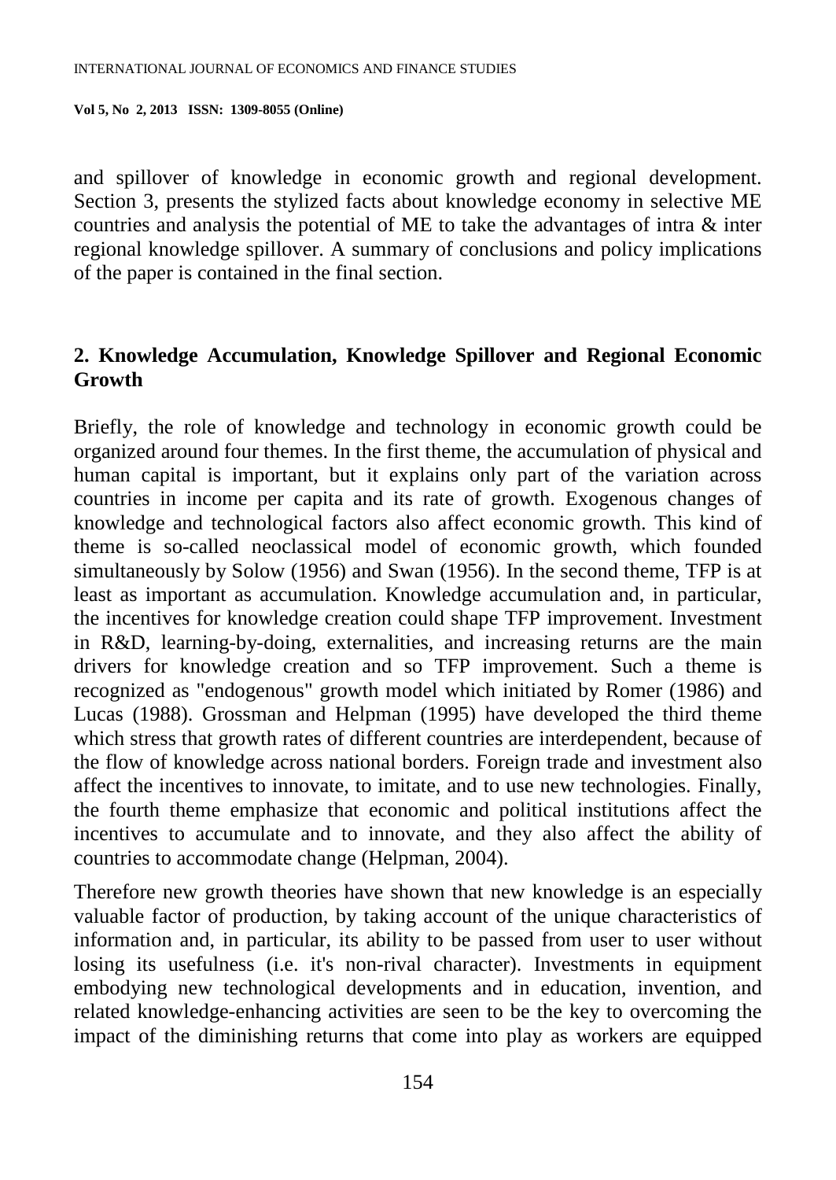and spillover of knowledge in economic growth and regional development. Section 3, presents the stylized facts about knowledge economy in selective ME countries and analysis the potential of ME to take the advantages of intra & inter regional knowledge spillover. A summary of conclusions and policy implications of the paper is contained in the final section.

## 2. Knowledge Accumulation, Knowledge Spillover and Regional Economic Growth

Briefly, the role of knowledge and technology in economic growth could be organized around four themes. In the first theme, the accumulation of physical and human capital is important, but it explains only part of the variation across countries in income per capita and its rate of growth. Exogenous changes of knowledge and technological factors also affect economic growth. This kind of theme is so-called neoclassical model of economic growth, which founded simultaneously by Solow (1956) and Swan (1956). In the second theme, TFP is at least as important as accumulation. Knowledge accumulation and, in particular, the incentives for knowledge creation could shape TFP improvement. Investment in R&D, learning-by-doing, externalities, and increasing returns are the main drivers for knowledge creation and so TFP improvement. Such a theme is recognized as "endogenous" growth model which initiated by Romer (1986) and Lucas (1988). Grossman and Helpman (1995) have developed the third theme which stress that growth rates of different countries are interdependent, because of the flow of knowledge across national borders. Foreign trade and investment also affect the incentives to innovate, to imitate, and to use new technologies. Finally, the fourth theme emphasize that economic and political institutions affect the incentives to accumulate and to innovate, and they also affect the ability of countries to accommodate change (Helpman, 2004).

Therefore new growth theories have shown that new knowledge is an especially valuable factor of production, by taking account of the unique characteristics of information and, in particular, its ability to be passed from user to user without losing its usefulness (i.e. it's non-rival character). Investments in equipment embodying new technological developments and in education, invention, and related knowledge-enhancing activities are seen to be the key to overcoming the impact of the diminishing returns that come into play as workers are equipped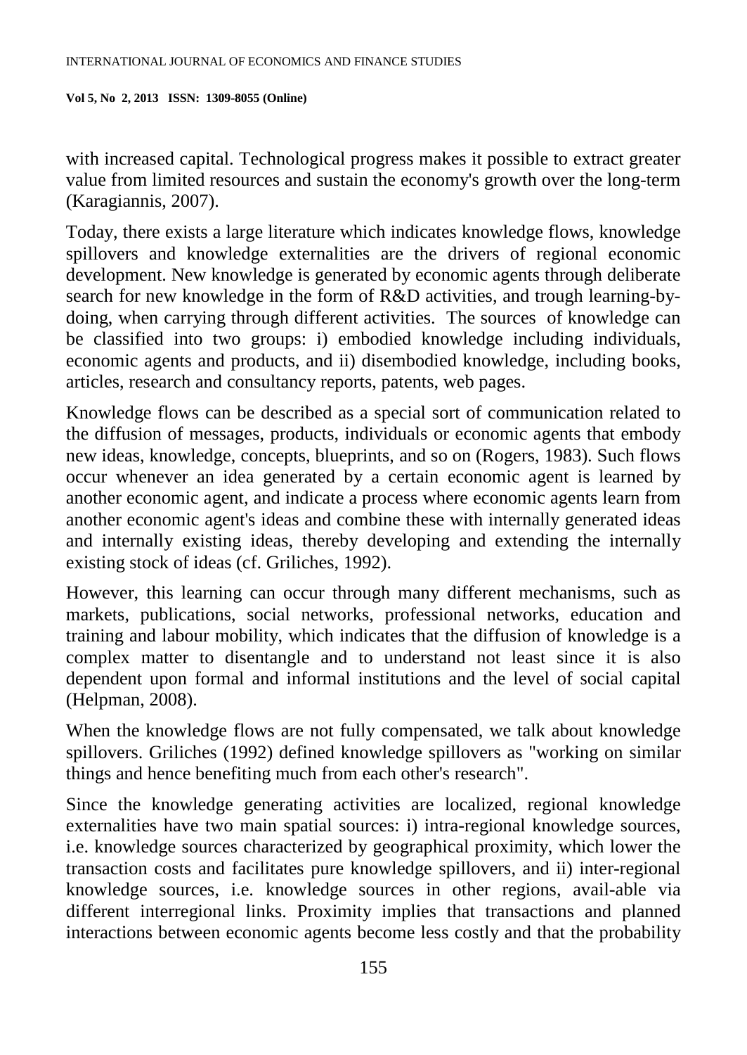with increased capital. Technological progress makes it possible to extract greater value from limited resources and sustain the economy's growth over the long-term (Karagiannis, 2007).

Today, there exists a large literature which indicates knowledge flows, knowledge spillovers and knowledge externalities are the drivers of regional economic development. New knowledge is generated by economic agents through deliberate search for new knowledge in the form of R&D activities, and trough learning-by-doing, when carrying through different activities. The sources of knowledge can be classified into two groups: i) embodied knowledge including individuals, economic agents and products, and ii) disembodied knowledge, including books, articles, research and consultancy reports, patents, web pages.

Knowledge flows can be described as a special sort of communication related to the diffusion of messages, products, individuals or economic agents that embody new ideas, knowledge, concepts, blueprints, and so on (Rogers, 1983). Such flows occur whenever an idea generated by a certain economic agent is learned by another economic agent, and indicate a process where economic agents learn from another economic agent's ideas and combine these with internally generated ideas and internally existing ideas, thereby developing and extending the internally existing stock of ideas (cf. Griliches, 1992).

However, this learning can occur through many different mechanisms, such as markets, publications, social networks, professional networks, education and training and labour mobility, which indicates that the diffusion of knowledge is a complex matter to disentangle and to understand not least since it is also dependent upon formal and informal institutions and the level of social capital (Helpman, 2008).

When the knowledge flows are not fully compensated, we talk about knowledge spillovers. Griliches (1992) defined knowledge spillovers as "working on similar things and hence benefiting much from each other's research".

Since the knowledge generating activities are localized, regional knowledge externalities have two main spatial sources: i) intra-regional knowledge sources, i.e. knowledge sources characterized by geographical proximity, which lower the transaction costs and facilitates pure knowledge spillovers, and ii) inter-regional knowledge sources, i.e. knowledge sources in other regions, avail-able via different interregional links. Proximity implies that transactions and planned interactions between economic agents become less costly and that the probability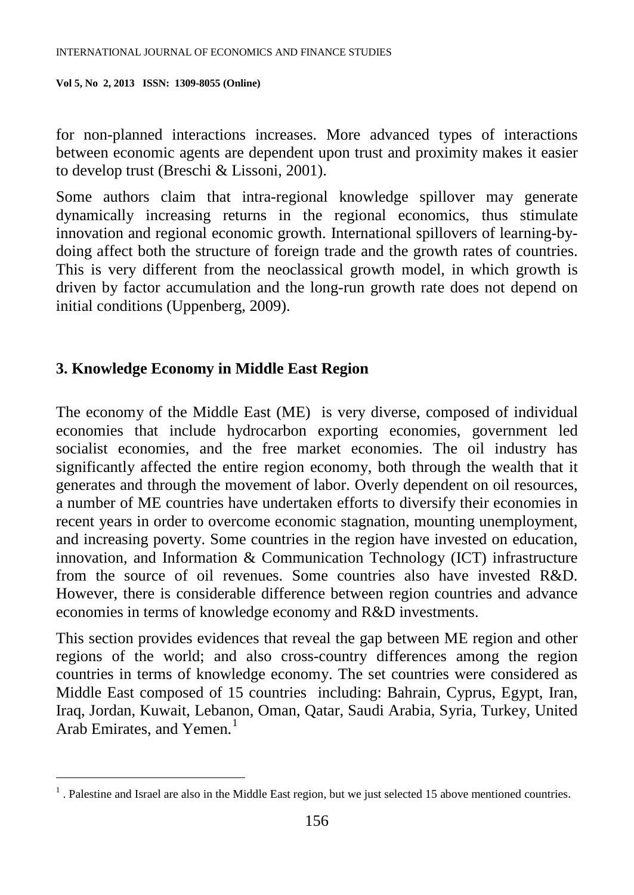for non-planned interactions increases. More advanced types of interactions between economic agents are dependent upon trust and proximity makes it easier to develop trust (Breschi & Lissoni, 2001).

Some authors claim that intra-regional knowledge spillover may generate dynamically increasing returns in the regional economics, thus stimulate innovation and regional economic growth. International spillovers of learning-by-doing affect both the structure of foreign trade and the growth rates of countries. This is very different from the neoclassical growth model, in which growth is driven by factor accumulation and the long-run growth rate does not depend on initial conditions (Uppenberg, 2009).

## 3. Knowledge Economy in Middle East Region

The economy of the Middle East (ME) is very diverse, composed of individual economies that include hydrocarbon exporting economies, government led socialist economies, and the free market economies. The oil industry has significantly affected the entire region economy, both through the wealth that it generates and through the movement of labor. Overly dependent on oil resources, a number of ME countries have undertaken efforts to diversify their economies in recent years in order to overcome economic stagnation, mounting unemployment, and increasing poverty. Some countries in the region have invested on education, innovation, and Information & Communication Technology (ICT) infrastructure from the source of oil revenues. Some countries also have invested R&D. However, there is considerable difference between region countries and advance economies in terms of knowledge economy and R&D investments.

This section provides evidences that reveal the gap between ME region and other regions of the world; and also cross-country differences among the region countries in terms of knowledge economy. The set countries were considered as Middle East composed of 15 countries including: Bahrain, Cyprus, Egypt, Iran, Iraq, Jordan, Kuwait, Lebanon, Oman, Qatar, Saudi Arabia, Syria, Turkey, United Arab Emirates, and Yemen.[1]

[1] . Palestine and Israel are also in the Middle East region, but we just selected 15 above mentioned countries.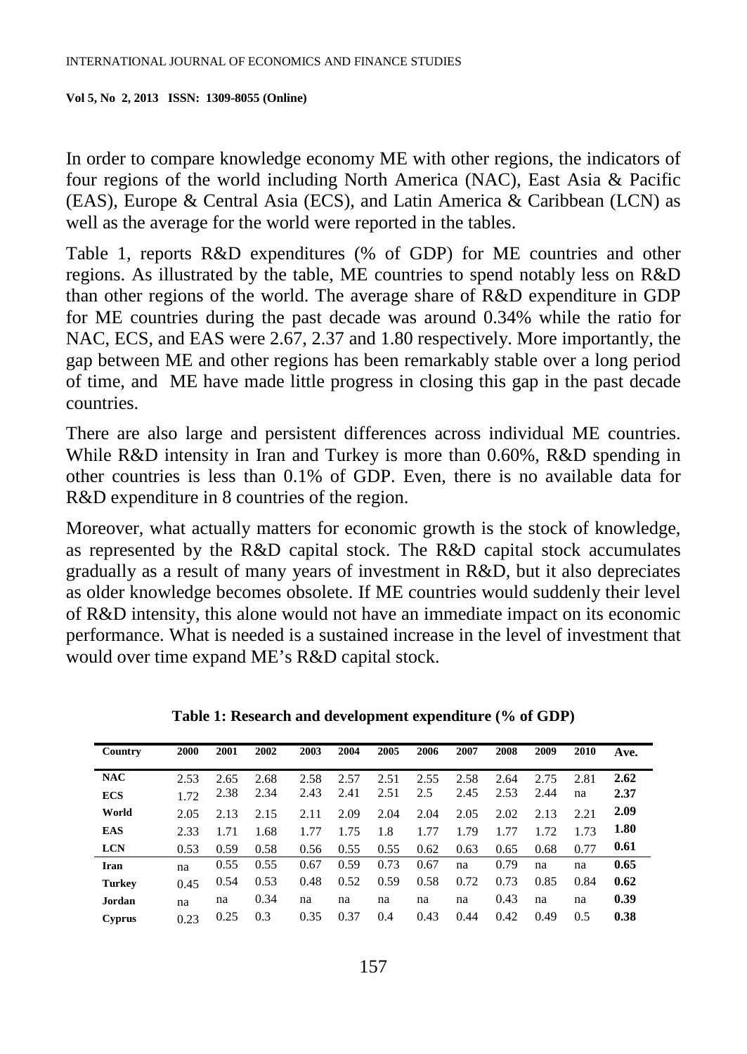In order to compare knowledge economy ME with other regions, the indicators of four regions of the world including North America (NAC), East Asia & Pacific (EAS), Europe & Central Asia (ECS), and Latin America & Caribbean (LCN) as well as the average for the world were reported in the tables.

Table 1, reports R&D expenditures (% of GDP) for ME countries and other regions. As illustrated by the table, ME countries to spend notably less on R&D than other regions of the world. The average share of R&D expenditure in GDP for ME countries during the past decade was around 0.34% while the ratio for NAC, ECS, and EAS were 2.67, 2.37 and 1.80 respectively. More importantly, the gap between ME and other regions has been remarkably stable over a long period of time, and ME have made little progress in closing this gap in the past decade countries.

There are also large and persistent differences across individual ME countries. While R&D intensity in Iran and Turkey is more than 0.60%, R&D spending in other countries is less than 0.1% of GDP. Even, there is no available data for R&D expenditure in 8 countries of the region.

Moreover, what actually matters for economic growth is the stock of knowledge, as represented by the R&D capital stock. The R&D capital stock accumulates gradually as a result of many years of investment in R&D, but it also depreciates as older knowledge becomes obsolete. If ME countries would suddenly their level of R&D intensity, this alone would not have an immediate impact on its economic performance. What is needed is a sustained increase in the level of investment that would over time expand ME's R&D capital stock.

**Table 1: Research and development expenditure (% of GDP)**

| Country | 2000 | 2001 | 2002 | 2003 | 2004 | 2005 | 2006 | 2007 | 2008 | 2009 | 2010 | Ave. |
|---|---|---|---|---|---|---|---|---|---|---|---|---|
| **NAC** | 2.53 | 2.65 | 2.68 | 2.58 | 2.57 | 2.51 | 2.55 | 2.58 | 2.64 | 2.75 | 2.81 | **2.62** |
| **ECS** | 1.72 | 2.38 | 2.34 | 2.43 | 2.41 | 2.51 | 2.5 | 2.45 | 2.53 | 2.44 | na | **2.37** |
| **World** | 2.05 | 2.13 | 2.15 | 2.11 | 2.09 | 2.04 | 2.04 | 2.05 | 2.02 | 2.13 | 2.21 | **2.09** |
| **EAS** | 2.33 | 1.71 | 1.68 | 1.77 | 1.75 | 1.8 | 1.77 | 1.79 | 1.77 | 1.72 | 1.73 | **1.80** |
| **LCN** | 0.53 | 0.59 | 0.58 | 0.56 | 0.55 | 0.55 | 0.62 | 0.63 | 0.65 | 0.68 | 0.77 | **0.61** |
| **Iran** | na | 0.55 | 0.55 | 0.67 | 0.59 | 0.73 | 0.67 | na | 0.79 | na | na | **0.65** |
| **Turkey** | 0.45 | 0.54 | 0.53 | 0.48 | 0.52 | 0.59 | 0.58 | 0.72 | 0.73 | 0.85 | 0.84 | **0.62** |
| **Jordan** | na | na | 0.34 | na | na | na | na | na | 0.43 | na | na | **0.39** |
| **Cyprus** | 0.23 | 0.25 | 0.3 | 0.35 | 0.37 | 0.4 | 0.43 | 0.44 | 0.42 | 0.49 | 0.5 | **0.38** |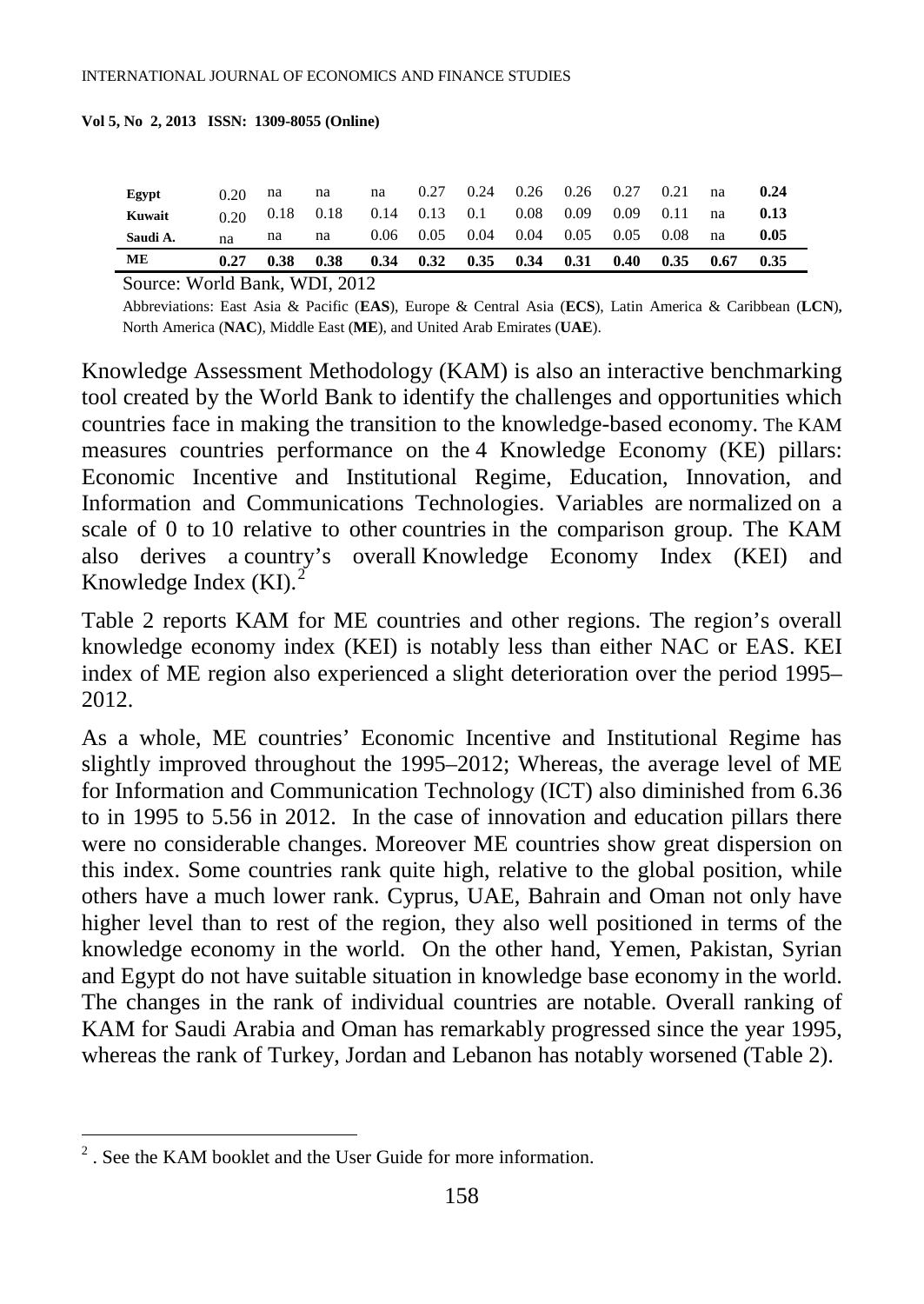| | | | | | | | | | | | | |
|---|---|---|---|---|---|---|---|---|---|---|---|---|
| **Egypt** | 0.20 | na | na | na | 0.27 | 0.24 | 0.26 | 0.26 | 0.27 | 0.21 | na | **0.24** |
| **Kuwait** | 0.20 | 0.18 | 0.18 | 0.14 | 0.13 | 0.1 | 0.08 | 0.09 | 0.09 | 0.11 | na | **0.13** |
| **Saudi A.** | na | na | na | 0.06 | 0.05 | 0.04 | 0.04 | 0.05 | 0.05 | 0.08 | na | **0.05** |
| **ME** | **0.27** | **0.38** | **0.38** | **0.34** | **0.32** | **0.35** | **0.34** | **0.31** | **0.40** | **0.35** | **0.67** | **0.35** |

Source: World Bank, WDI, 2012

Abbreviations: East Asia & Pacific (**EAS**), Europe & Central Asia (**ECS**), Latin America & Caribbean (**LCN**), North America (**NAC**), Middle East (**ME**), and United Arab Emirates (**UAE**).

Knowledge Assessment Methodology (KAM) is also an interactive benchmarking tool created by the World Bank to identify the challenges and opportunities which countries face in making the transition to the knowledge-based economy. The KAM measures countries performance on the 4 Knowledge Economy (KE) pillars: Economic Incentive and Institutional Regime, Education, Innovation, and Information and Communications Technologies. Variables are normalized on a scale of 0 to 10 relative to other countries in the comparison group. The KAM also derives a country's overall Knowledge Economy Index (KEI) and Knowledge Index (KI).[2]

Table 2 reports KAM for ME countries and other regions. The region's overall knowledge economy index (KEI) is notably less than either NAC or EAS. KEI index of ME region also experienced a slight deterioration over the period 1995–2012.

As a whole, ME countries' Economic Incentive and Institutional Regime has slightly improved throughout the 1995–2012; Whereas, the average level of ME for Information and Communication Technology (ICT) also diminished from 6.36 to in 1995 to 5.56 in 2012. In the case of innovation and education pillars there were no considerable changes. Moreover ME countries show great dispersion on this index. Some countries rank quite high, relative to the global position, while others have a much lower rank. Cyprus, UAE, Bahrain and Oman not only have higher level than to rest of the region, they also well positioned in terms of the knowledge economy in the world. On the other hand, Yemen, Pakistan, Syrian and Egypt do not have suitable situation in knowledge base economy in the world. The changes in the rank of individual countries are notable. Overall ranking of KAM for Saudi Arabia and Oman has remarkably progressed since the year 1995, whereas the rank of Turkey, Jordan and Lebanon has notably worsened (Table 2).

---

[2] . See the KAM booklet and the User Guide for more information.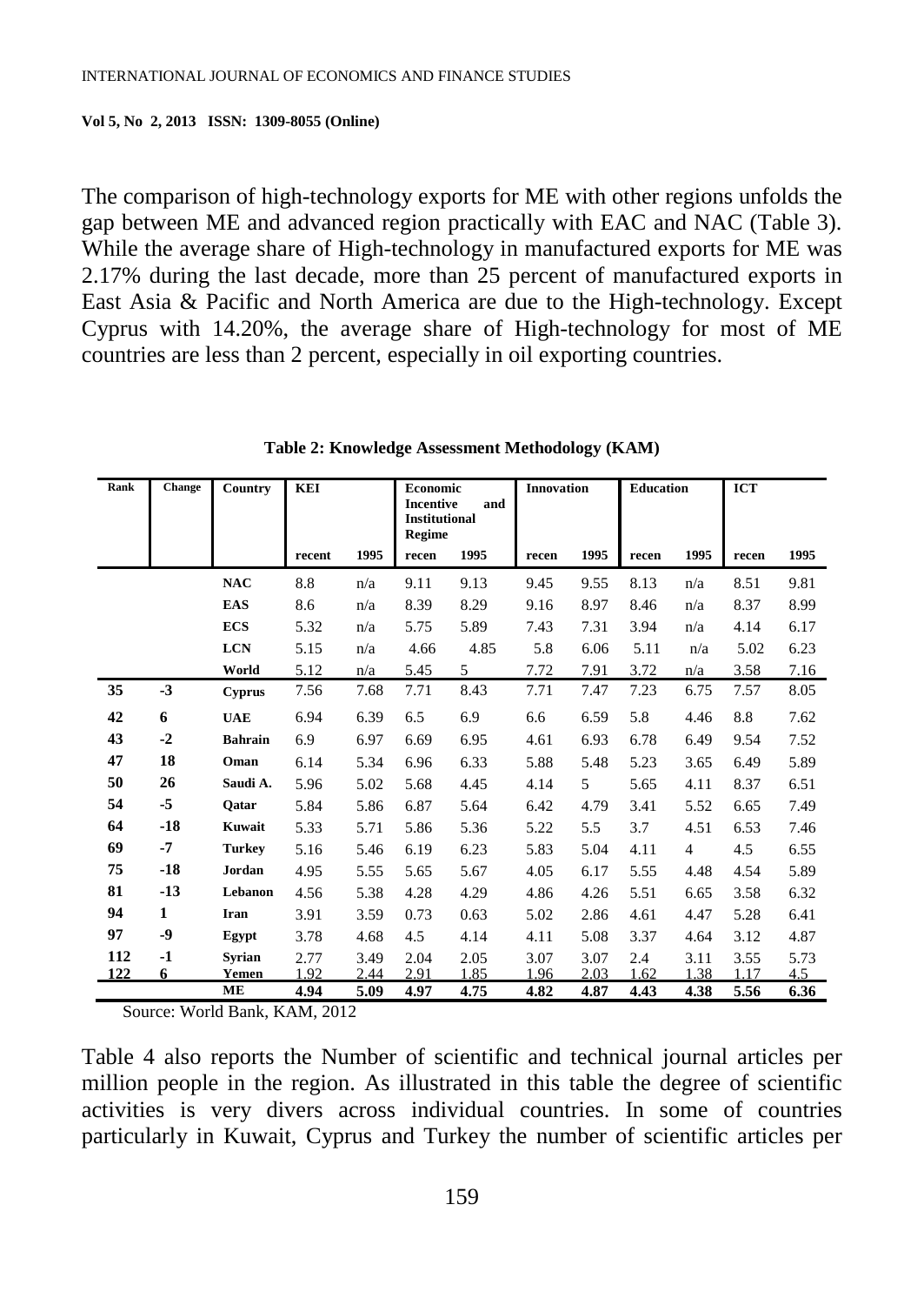The comparison of high-technology exports for ME with other regions unfolds the gap between ME and advanced region practically with EAC and NAC (Table 3). While the average share of High-technology in manufactured exports for ME was 2.17% during the last decade, more than 25 percent of manufactured exports in East Asia & Pacific and North America are due to the High-technology. Except Cyprus with 14.20%, the average share of High-technology for most of ME countries are less than 2 percent, especially in oil exporting countries.

**Table 2: Knowledge Assessment Methodology (KAM)**

| Rank | Change | Country | KEI | | Economic Incentive and Institutional Regime | | Innovation | | Education | | ICT | |
|---|---|---|---|---|---|---|---|---|---|---|---|---|
| | | | recent | 1995 | recen | 1995 | recen | 1995 | recen | 1995 | recen | 1995 |
| | | **NAC** | 8.8 | n/a | 9.11 | 9.13 | 9.45 | 9.55 | 8.13 | n/a | 8.51 | 9.81 |
| | | **EAS** | 8.6 | n/a | 8.39 | 8.29 | 9.16 | 8.97 | 8.46 | n/a | 8.37 | 8.99 |
| | | **ECS** | 5.32 | n/a | 5.75 | 5.89 | 7.43 | 7.31 | 3.94 | n/a | 4.14 | 6.17 |
| | | **LCN** | 5.15 | n/a | 4.66 | 4.85 | 5.8 | 6.06 | 5.11 | n/a | 5.02 | 6.23 |
| | | **World** | 5.12 | n/a | 5.45 | 5 | 7.72 | 7.91 | 3.72 | n/a | 3.58 | 7.16 |
| **35** | **-3** | **Cyprus** | 7.56 | 7.68 | 7.71 | 8.43 | 7.71 | 7.47 | 7.23 | 6.75 | 7.57 | 8.05 |
| **42** | **6** | **UAE** | 6.94 | 6.39 | 6.5 | 6.9 | 6.6 | 6.59 | 5.8 | 4.46 | 8.8 | 7.62 |
| **43** | **-2** | **Bahrain** | 6.9 | 6.97 | 6.69 | 6.95 | 4.61 | 6.93 | 6.78 | 6.49 | 9.54 | 7.52 |
| **47** | **18** | **Oman** | 6.14 | 5.34 | 6.96 | 6.33 | 5.88 | 5.48 | 5.23 | 3.65 | 6.49 | 5.89 |
| **50** | **26** | **Saudi A.** | 5.96 | 5.02 | 5.68 | 4.45 | 4.14 | 5 | 5.65 | 4.11 | 8.37 | 6.51 |
| **54** | **-5** | **Qatar** | 5.84 | 5.86 | 6.87 | 5.64 | 6.42 | 4.79 | 3.41 | 5.52 | 6.65 | 7.49 |
| **64** | **-18** | **Kuwait** | 5.33 | 5.71 | 5.86 | 5.36 | 5.22 | 5.5 | 3.7 | 4.51 | 6.53 | 7.46 |
| **69** | **-7** | **Turkey** | 5.16 | 5.46 | 6.19 | 6.23 | 5.83 | 5.04 | 4.11 | 4 | 4.5 | 6.55 |
| **75** | **-18** | **Jordan** | 4.95 | 5.55 | 5.65 | 5.67 | 4.05 | 6.17 | 5.55 | 4.48 | 4.54 | 5.89 |
| **81** | **-13** | **Lebanon** | 4.56 | 5.38 | 4.28 | 4.29 | 4.86 | 4.26 | 5.51 | 6.65 | 3.58 | 6.32 |
| **94** | **1** | **Iran** | 3.91 | 3.59 | 0.73 | 0.63 | 5.02 | 2.86 | 4.61 | 4.47 | 5.28 | 6.41 |
| **97** | **-9** | **Egypt** | 3.78 | 4.68 | 4.5 | 4.14 | 4.11 | 5.08 | 3.37 | 4.64 | 3.12 | 4.87 |
| **112** | **-1** | **Syrian** | 2.77 | 3.49 | 2.04 | 2.05 | 3.07 | 3.07 | 2.4 | 3.11 | 3.55 | 5.73 |
| **122** | **6** | **Yemen** | 1.92 | 2.44 | 2.91 | 1.85 | 1.96 | 2.03 | 1.62 | 1.38 | 1.17 | 4.5 |
| | | **ME** | **4.94** | **5.09** | **4.97** | **4.75** | **4.82** | **4.87** | **4.43** | **4.38** | **5.56** | **6.36** |

Source: World Bank, KAM, 2012

Table 4 also reports the Number of scientific and technical journal articles per million people in the region. As illustrated in this table the degree of scientific activities is very divers across individual countries. In some of countries particularly in Kuwait, Cyprus and Turkey the number of scientific articles per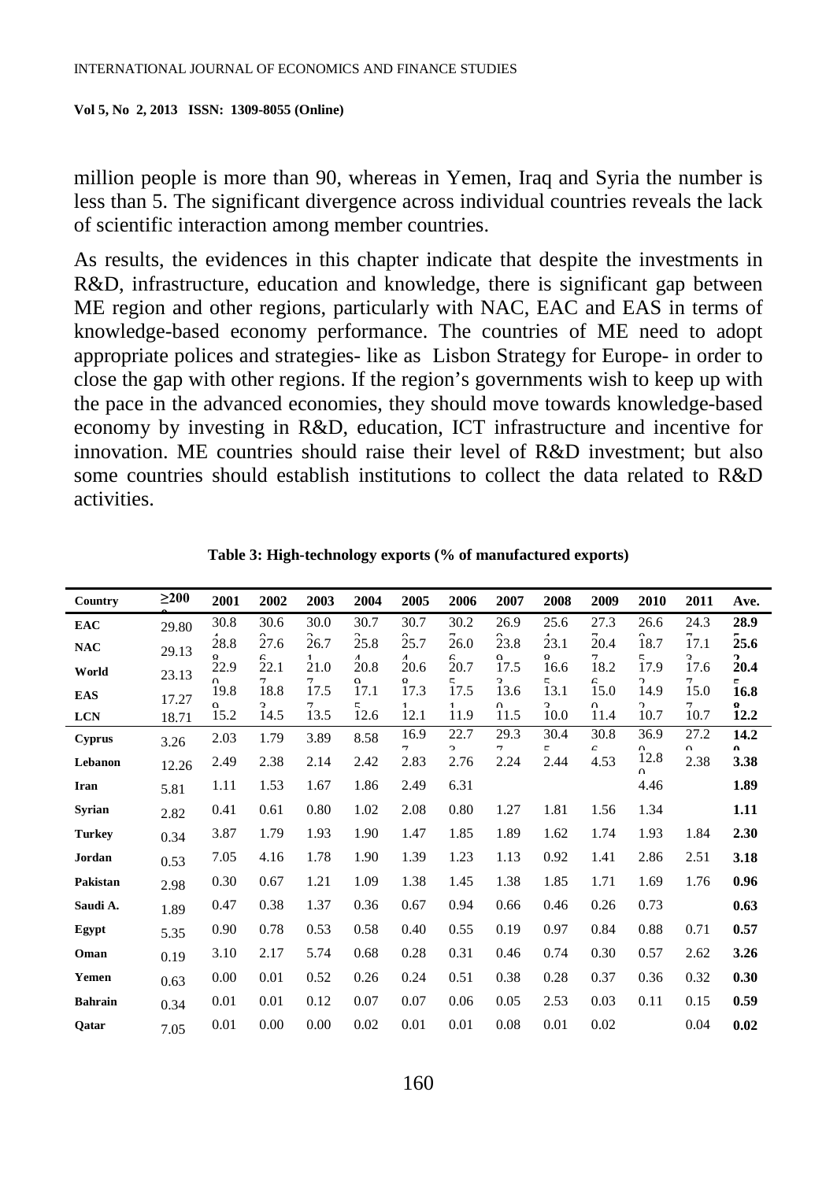million people is more than 90, whereas in Yemen, Iraq and Syria the number is less than 5. The significant divergence across individual countries reveals the lack of scientific interaction among member countries.

As results, the evidences in this chapter indicate that despite the investments in R&D, infrastructure, education and knowledge, there is significant gap between ME region and other regions, particularly with NAC, EAC and EAS in terms of knowledge-based economy performance. The countries of ME need to adopt appropriate polices and strategies- like as Lisbon Strategy for Europe- in order to close the gap with other regions. If the region's governments wish to keep up with the pace in the advanced economies, they should move towards knowledge-based economy by investing in R&D, education, ICT infrastructure and incentive for innovation. ME countries should raise their level of R&D investment; but also some countries should establish institutions to collect the data related to R&D activities.

**Table 3: High-technology exports (% of manufactured exports)**

| Country | ≥200 | 2001 | 2002 | 2003 | 2004 | 2005 | 2006 | 2007 | 2008 | 2009 | 2010 | 2011 | Ave. |
|---|---|---|---|---|---|---|---|---|---|---|---|---|---|
| **EAC** | 29.80 | 30.8 | 30.6 | 30.0 | 30.7 | 30.7 | 30.2 | 26.9 | 25.6 | 27.3 | 26.6 | 24.3 | **28.9** |
| **NAC** | 29.13 | 28.8 | 27.6 | 26.7 | 25.8 | 25.7 | 26.0 | 23.8 | 23.1 | 20.4 | 18.7 | 17.1 | **25.6** |
| **World** | 23.13 | 22.9 | 22.1 | 21.0 | 20.8 | 20.6 | 20.7 | 17.5 | 16.6 | 18.2 | 17.9 | 17.6 | **20.4** |
| **EAS** | 17.27 | 19.8 | 18.8 | 17.5 | 17.1 | 17.3 | 17.5 | 13.6 | 13.1 | 15.0 | 14.9 | 15.0 | **16.8** |
| **LCN** | 18.71 | 15.2 | 14.5 | 13.5 | 12.6 | 12.1 | 11.9 | 11.5 | 10.0 | 11.4 | 10.7 | 10.7 | **12.2** |
| **Cyprus** | 3.26 | 2.03 | 1.79 | 3.89 | 8.58 | 16.9 | 22.7 | 29.3 | 30.4 | 30.8 | 36.9 | 27.2 | **14.2** |
| **Lebanon** | 12.26 | 2.49 | 2.38 | 2.14 | 2.42 | 2.83 | 2.76 | 2.24 | 2.44 | 4.53 | 12.8 | 2.38 | **3.38** |
| **Iran** | 5.81 | 1.11 | 1.53 | 1.67 | 1.86 | 2.49 | 6.31 | | | | 4.46 | | **1.89** |
| **Syrian** | 2.82 | 0.41 | 0.61 | 0.80 | 1.02 | 2.08 | 0.80 | 1.27 | 1.81 | 1.56 | 1.34 | | **1.11** |
| **Turkey** | 0.34 | 3.87 | 1.79 | 1.93 | 1.90 | 1.47 | 1.85 | 1.89 | 1.62 | 1.74 | 1.93 | 1.84 | **2.30** |
| **Jordan** | 0.53 | 7.05 | 4.16 | 1.78 | 1.90 | 1.39 | 1.23 | 1.13 | 0.92 | 1.41 | 2.86 | 2.51 | **3.18** |
| **Pakistan** | 2.98 | 0.30 | 0.67 | 1.21 | 1.09 | 1.38 | 1.45 | 1.38 | 1.85 | 1.71 | 1.69 | 1.76 | **0.96** |
| **Saudi A.** | 1.89 | 0.47 | 0.38 | 1.37 | 0.36 | 0.67 | 0.94 | 0.66 | 0.46 | 0.26 | 0.73 | | **0.63** |
| **Egypt** | 5.35 | 0.90 | 0.78 | 0.53 | 0.58 | 0.40 | 0.55 | 0.19 | 0.97 | 0.84 | 0.88 | 0.71 | **0.57** |
| **Oman** | 0.19 | 3.10 | 2.17 | 5.74 | 0.68 | 0.28 | 0.31 | 0.46 | 0.74 | 0.30 | 0.57 | 2.62 | **3.26** |
| **Yemen** | 0.63 | 0.00 | 0.01 | 0.52 | 0.26 | 0.24 | 0.51 | 0.38 | 0.28 | 0.37 | 0.36 | 0.32 | **0.30** |
| **Bahrain** | 0.34 | 0.01 | 0.01 | 0.12 | 0.07 | 0.07 | 0.06 | 0.05 | 2.53 | 0.03 | 0.11 | 0.15 | **0.59** |
| **Qatar** | 7.05 | 0.01 | 0.00 | 0.00 | 0.02 | 0.01 | 0.01 | 0.08 | 0.01 | 0.02 | | 0.04 | **0.02** |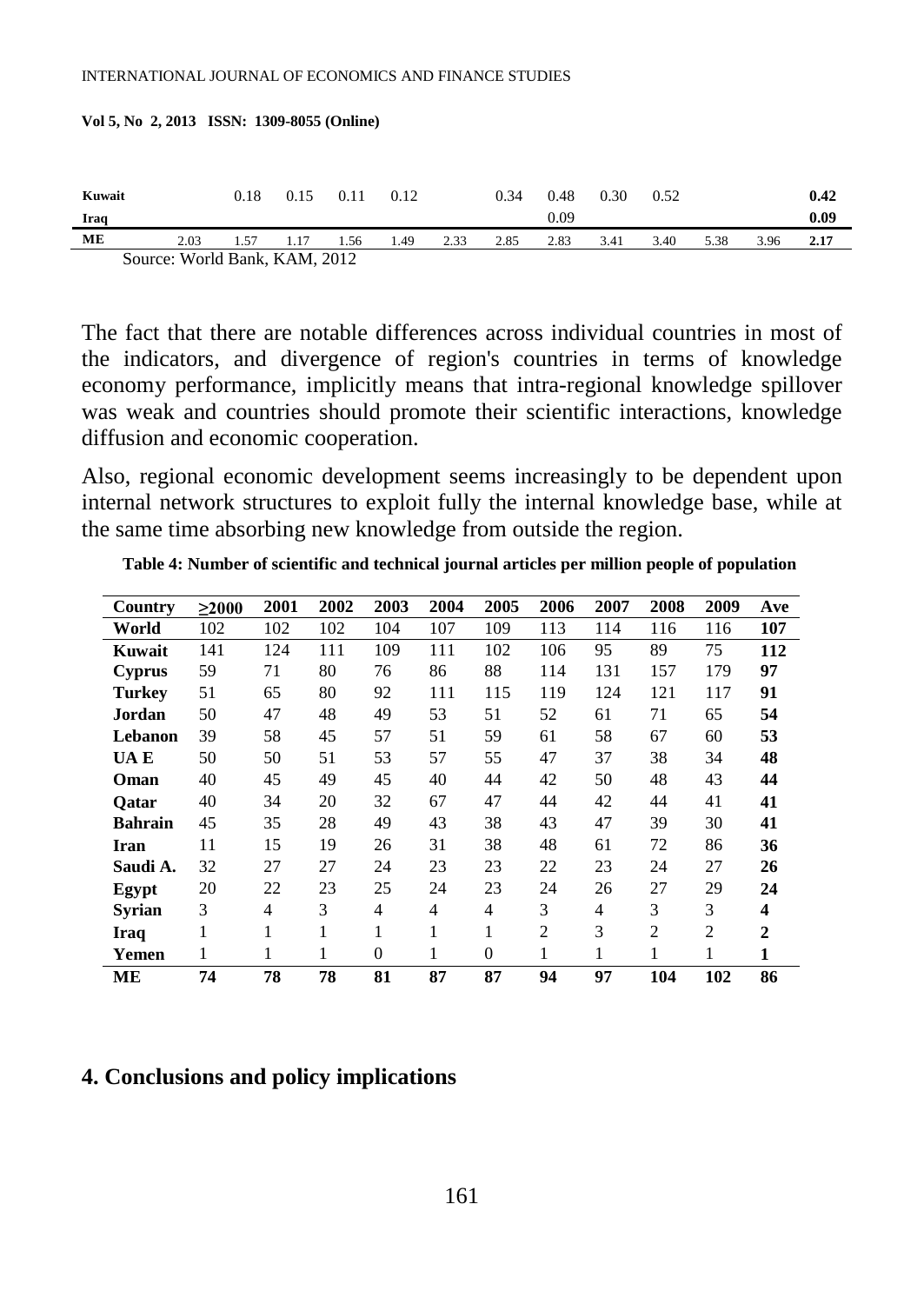| | | | | | | | | | | | | | |
|---|---|---|---|---|---|---|---|---|---|---|---|---|---|
| **Kuwait** | | 0.18 | 0.15 | 0.11 | 0.12 | | 0.34 | 0.48 | 0.30 | 0.52 | | | **0.42** |
| **Iraq** | | | | | | | | 0.09 | | | | | **0.09** |
| **ME** | 2.03 | 1.57 | 1.17 | 1.56 | 1.49 | 2.33 | 2.85 | 2.83 | 3.41 | 3.40 | 5.38 | 3.96 | **2.17** |

Source: World Bank, KAM, 2012

The fact that there are notable differences across individual countries in most of the indicators, and divergence of region's countries in terms of knowledge economy performance, implicitly means that intra-regional knowledge spillover was weak and countries should promote their scientific interactions, knowledge diffusion and economic cooperation.

Also, regional economic development seems increasingly to be dependent upon internal network structures to exploit fully the internal knowledge base, while at the same time absorbing new knowledge from outside the region.

**Table 4: Number of scientific and technical journal articles per million people of population**

| Country | ≥2000 | 2001 | 2002 | 2003 | 2004 | 2005 | 2006 | 2007 | 2008 | 2009 | Ave |
|---|---|---|---|---|---|---|---|---|---|---|---|
| **World** | 102 | 102 | 102 | 104 | 107 | 109 | 113 | 114 | 116 | 116 | **107** |
| **Kuwait** | 141 | 124 | 111 | 109 | 111 | 102 | 106 | 95 | 89 | 75 | **112** |
| **Cyprus** | 59 | 71 | 80 | 76 | 86 | 88 | 114 | 131 | 157 | 179 | **97** |
| **Turkey** | 51 | 65 | 80 | 92 | 111 | 115 | 119 | 124 | 121 | 117 | **91** |
| **Jordan** | 50 | 47 | 48 | 49 | 53 | 51 | 52 | 61 | 71 | 65 | **54** |
| **Lebanon** | 39 | 58 | 45 | 57 | 51 | 59 | 61 | 58 | 67 | 60 | **53** |
| **UA E** | 50 | 50 | 51 | 53 | 57 | 55 | 47 | 37 | 38 | 34 | **48** |
| **Oman** | 40 | 45 | 49 | 45 | 40 | 44 | 42 | 50 | 48 | 43 | **44** |
| **Qatar** | 40 | 34 | 20 | 32 | 67 | 47 | 44 | 42 | 44 | 41 | **41** |
| **Bahrain** | 45 | 35 | 28 | 49 | 43 | 38 | 43 | 47 | 39 | 30 | **41** |
| **Iran** | 11 | 15 | 19 | 26 | 31 | 38 | 48 | 61 | 72 | 86 | **36** |
| **Saudi A.** | 32 | 27 | 27 | 24 | 23 | 23 | 22 | 23 | 24 | 27 | **26** |
| **Egypt** | 20 | 22 | 23 | 25 | 24 | 23 | 24 | 26 | 27 | 29 | **24** |
| **Syrian** | 3 | 4 | 3 | 4 | 4 | 4 | 3 | 4 | 3 | 3 | **4** |
| **Iraq** | 1 | 1 | 1 | 1 | 1 | 1 | 2 | 3 | 2 | 2 | **2** |
| **Yemen** | 1 | 1 | 1 | 0 | 1 | 0 | 1 | 1 | 1 | 1 | **1** |
| **ME** | **74** | **78** | **78** | **81** | **87** | **87** | **94** | **97** | **104** | **102** | **86** |

## 4. Conclusions and policy implications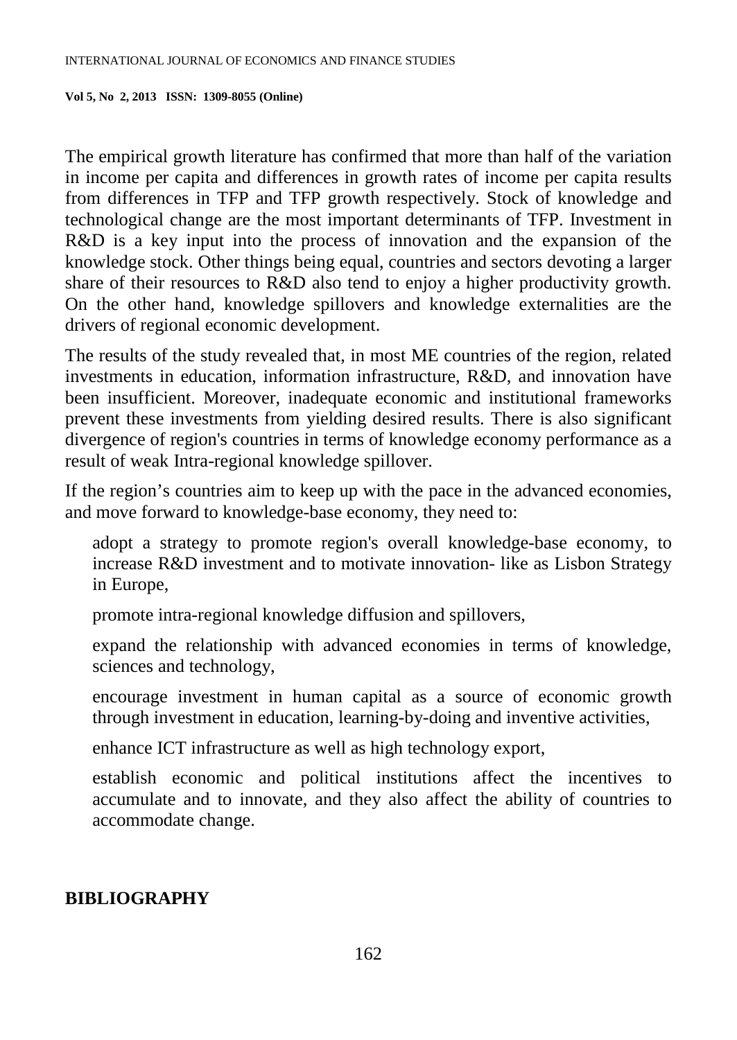The empirical growth literature has confirmed that more than half of the variation in income per capita and differences in growth rates of income per capita results from differences in TFP and TFP growth respectively. Stock of knowledge and technological change are the most important determinants of TFP. Investment in R&D is a key input into the process of innovation and the expansion of the knowledge stock. Other things being equal, countries and sectors devoting a larger share of their resources to R&D also tend to enjoy a higher productivity growth. On the other hand, knowledge spillovers and knowledge externalities are the drivers of regional economic development.

The results of the study revealed that, in most ME countries of the region, related investments in education, information infrastructure, R&D, and innovation have been insufficient. Moreover, inadequate economic and institutional frameworks prevent these investments from yielding desired results. There is also significant divergence of region's countries in terms of knowledge economy performance as a result of weak Intra-regional knowledge spillover.

If the region's countries aim to keep up with the pace in the advanced economies, and move forward to knowledge-base economy, they need to:

- adopt a strategy to promote region's overall knowledge-base economy, to increase R&D investment and to motivate innovation- like as Lisbon Strategy in Europe,
- promote intra-regional knowledge diffusion and spillovers,
- expand the relationship with advanced economies in terms of knowledge, sciences and technology,
- encourage investment in human capital as a source of economic growth through investment in education, learning-by-doing and inventive activities,
- enhance ICT infrastructure as well as high technology export,
- establish economic and political institutions affect the incentives to accumulate and to innovate, and they also affect the ability of countries to accommodate change.

## BIBLIOGRAPHY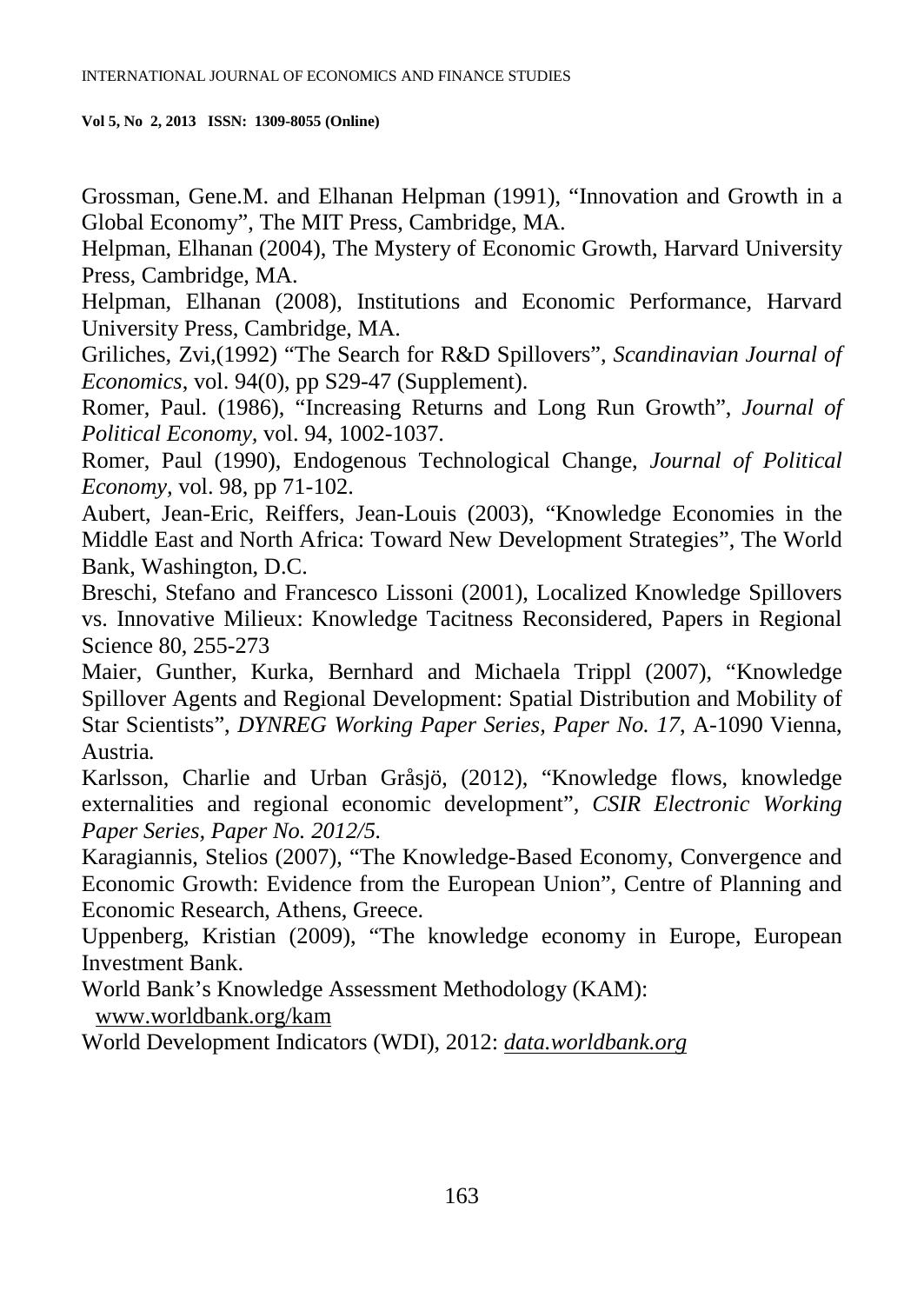Grossman, Gene.M. and Elhanan Helpman (1991), "Innovation and Growth in a Global Economy", The MIT Press, Cambridge, MA.

Helpman, Elhanan (2004), The Mystery of Economic Growth, Harvard University Press, Cambridge, MA.

Helpman, Elhanan (2008), Institutions and Economic Performance, Harvard University Press, Cambridge, MA.

Griliches, Zvi,(1992) "The Search for R&D Spillovers", *Scandinavian Journal of Economics*, vol. 94(0), pp S29-47 (Supplement).

Romer, Paul. (1986), "Increasing Returns and Long Run Growth", *Journal of Political Economy,* vol. 94, 1002-1037.

Romer, Paul (1990), Endogenous Technological Change, *Journal of Political Economy,* vol. 98, pp 71-102.

Aubert, Jean-Eric, Reiffers, Jean-Louis (2003), "Knowledge Economies in the Middle East and North Africa: Toward New Development Strategies", The World Bank, Washington, D.C.

Breschi, Stefano and Francesco Lissoni (2001), Localized Knowledge Spillovers vs. Innovative Milieux: Knowledge Tacitness Reconsidered, Papers in Regional Science 80, 255-273

Maier, Gunther, Kurka, Bernhard and Michaela Trippl (2007), "Knowledge Spillover Agents and Regional Development: Spatial Distribution and Mobility of Star Scientists", *DYNREG Working Paper Series, Paper No. 17*, A-1090 Vienna, Austria*.*

Karlsson, Charlie and Urban Gråsjö, (2012), "Knowledge flows, knowledge externalities and regional economic development", *CSIR Electronic Working Paper Series, Paper No. 2012/5.*

Karagiannis, Stelios (2007), "The Knowledge-Based Economy, Convergence and Economic Growth: Evidence from the European Union", Centre of Planning and Economic Research, Athens, Greece.

Uppenberg, Kristian (2009), "The knowledge economy in Europe, European Investment Bank.

World Bank's Knowledge Assessment Methodology (KAM): www.worldbank.org/kam

World Development Indicators (WDI), 2012: *data.worldbank.org*